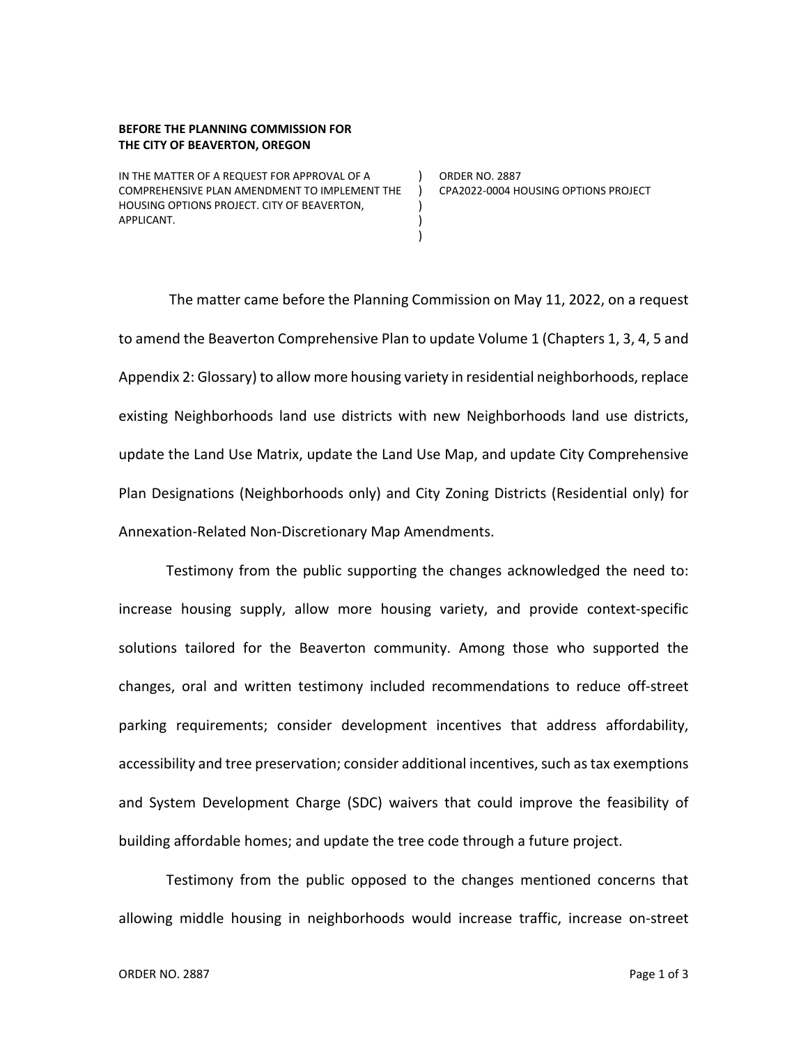**BEFORE THE PLANNING COMMISSION FOR**
**THE CITY OF BEAVERTON, OREGON**

| | | |
|---|---|---|
| IN THE MATTER OF A REQUEST FOR APPROVAL OF A COMPREHENSIVE PLAN AMENDMENT TO IMPLEMENT THE HOUSING OPTIONS PROJECT. CITY OF BEAVERTON, APPLICANT. | ) ) ) ) ) | ORDER NO. 2887 CPA2022-0004 HOUSING OPTIONS PROJECT |

The matter came before the Planning Commission on May 11, 2022, on a request to amend the Beaverton Comprehensive Plan to update Volume 1 (Chapters 1, 3, 4, 5 and Appendix 2: Glossary) to allow more housing variety in residential neighborhoods, replace existing Neighborhoods land use districts with new Neighborhoods land use districts, update the Land Use Matrix, update the Land Use Map, and update City Comprehensive Plan Designations (Neighborhoods only) and City Zoning Districts (Residential only) for Annexation-Related Non-Discretionary Map Amendments.

Testimony from the public supporting the changes acknowledged the need to: increase housing supply, allow more housing variety, and provide context-specific solutions tailored for the Beaverton community. Among those who supported the changes, oral and written testimony included recommendations to reduce off-street parking requirements; consider development incentives that address affordability, accessibility and tree preservation; consider additional incentives, such as tax exemptions and System Development Charge (SDC) waivers that could improve the feasibility of building affordable homes; and update the tree code through a future project.

Testimony from the public opposed to the changes mentioned concerns that allowing middle housing in neighborhoods would increase traffic, increase on-street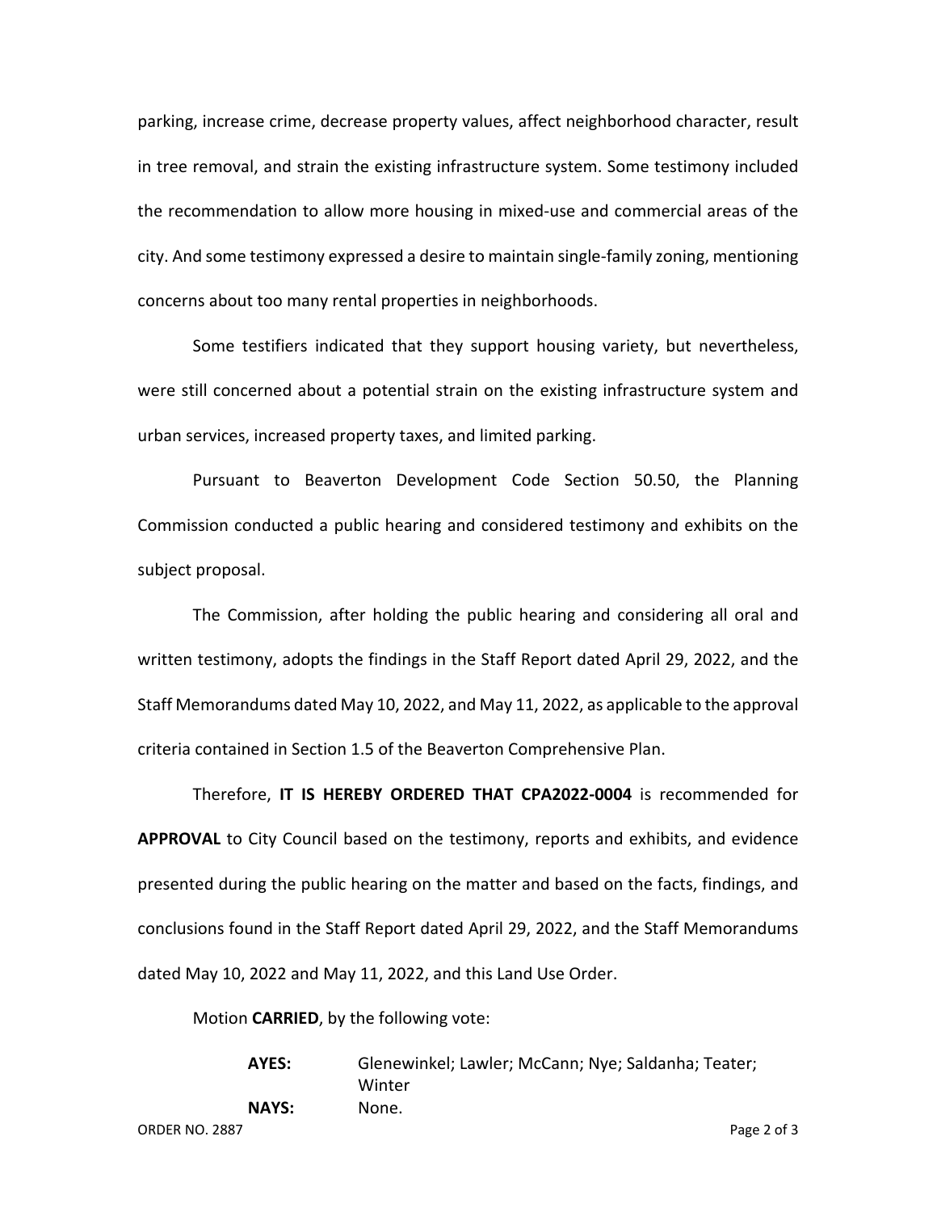parking, increase crime, decrease property values, affect neighborhood character, result in tree removal, and strain the existing infrastructure system. Some testimony included the recommendation to allow more housing in mixed-use and commercial areas of the city. And some testimony expressed a desire to maintain single-family zoning, mentioning concerns about too many rental properties in neighborhoods.

Some testifiers indicated that they support housing variety, but nevertheless, were still concerned about a potential strain on the existing infrastructure system and urban services, increased property taxes, and limited parking.

Pursuant to Beaverton Development Code Section 50.50, the Planning Commission conducted a public hearing and considered testimony and exhibits on the subject proposal.

The Commission, after holding the public hearing and considering all oral and written testimony, adopts the findings in the Staff Report dated April 29, 2022, and the Staff Memorandums dated May 10, 2022, and May 11, 2022, as applicable to the approval criteria contained in Section 1.5 of the Beaverton Comprehensive Plan.

Therefore, **IT IS HEREBY ORDERED THAT CPA2022-0004** is recommended for **APPROVAL** to City Council based on the testimony, reports and exhibits, and evidence presented during the public hearing on the matter and based on the facts, findings, and conclusions found in the Staff Report dated April 29, 2022, and the Staff Memorandums dated May 10, 2022 and May 11, 2022, and this Land Use Order.

Motion **CARRIED**, by the following vote:

**AYES:** Glenewinkel; Lawler; McCann; Nye; Saldanha; Teater; Winter

**NAYS:** None.

ORDER NO. 2887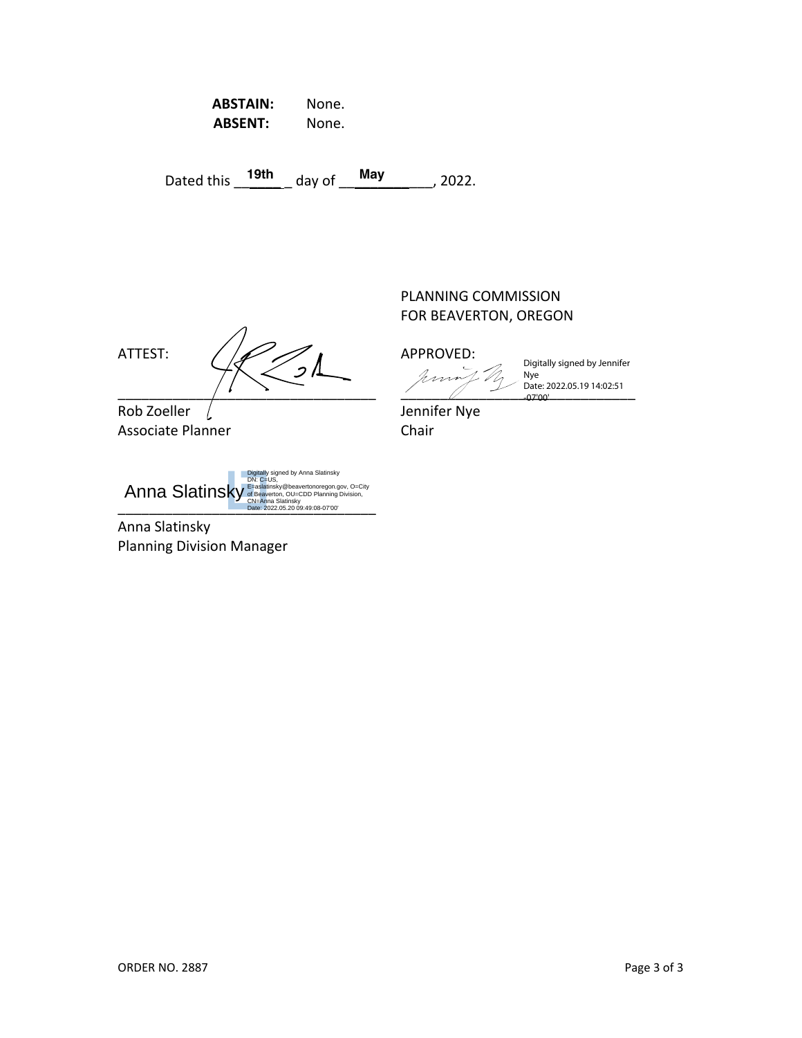**ABSTAIN:** None.
**ABSTAIN:** None.

Dated this 19th day of May, 2022.

PLANNING COMMISSION
FOR BEAVERTON, OREGON

ATTEST:

Rob Zoeller
Associate Planner

APPROVED:

Digitally signed by Jennifer Nye
Date: 2022.05.19 14:02:51 -07'00'

Jennifer Nye
Chair

Anna Slatinsky

Digitally signed by Anna Slatinsky
DN: C=US, E=aslatinsky@beavertonoregon.gov, O=City of Beaverton, OU=CDD Planning Division, CN=Anna Slatinsky
Date: 2022.05.20 09:49:08-07'00'

Anna Slatinsky
Planning Division Manager

ORDER NO. 2887